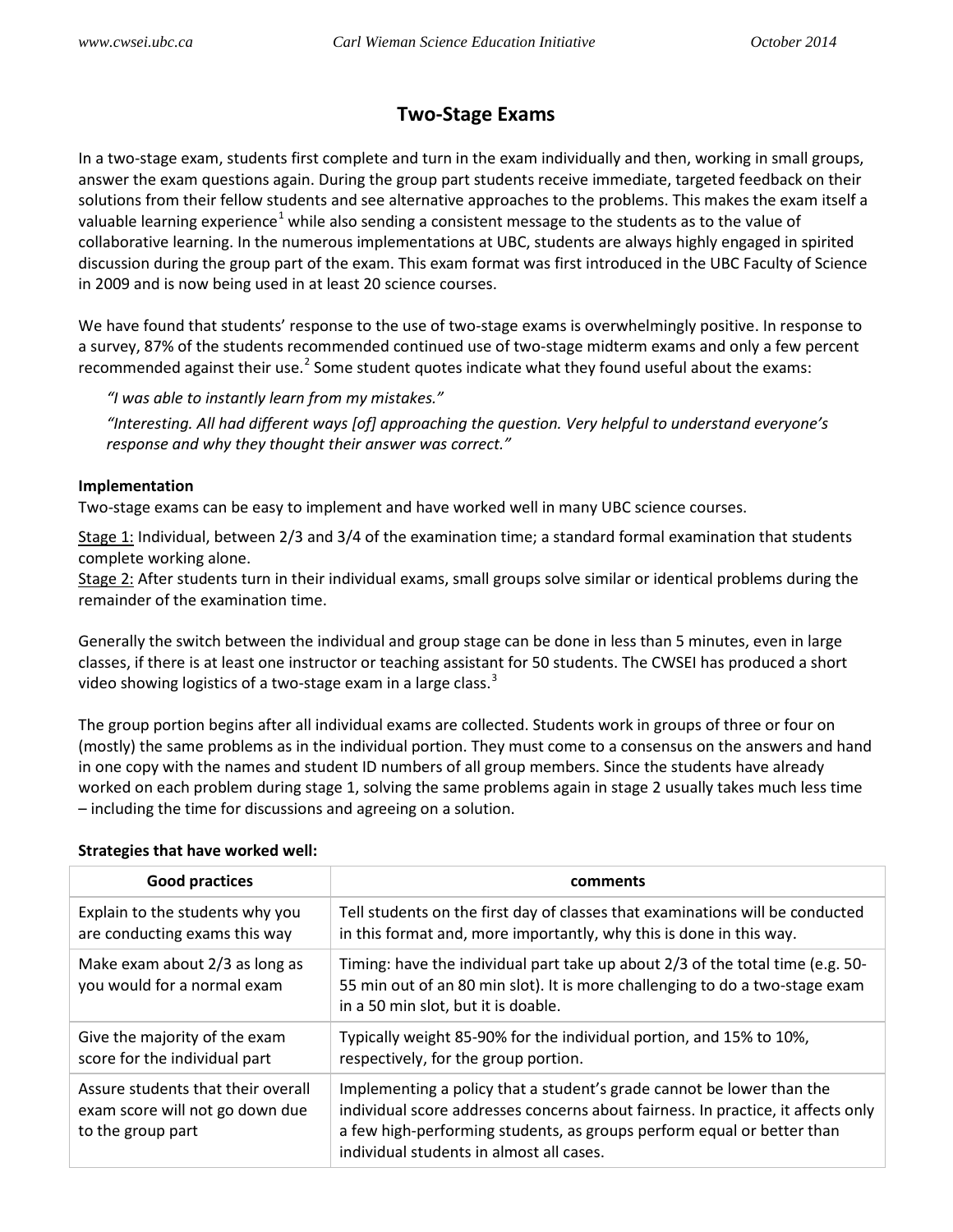# Two-Stage Exams

In a two-stage exam, students first complete and turn in the exam individually and then, working in small groups, answer the exam questions again. During the group part students receive immediate, targeted feedback on their solutions from their fellow students and see alternative approaches to the problems. This makes the exam itself a valuable learning experience[1] while also sending a consistent message to the students as to the value of collaborative learning. In the numerous implementations at UBC, students are always highly engaged in spirited discussion during the group part of the exam. This exam format was first introduced in the UBC Faculty of Science in 2009 and is now being used in at least 20 science courses.

We have found that students' response to the use of two-stage exams is overwhelmingly positive. In response to a survey, 87% of the students recommended continued use of two-stage midterm exams and only a few percent recommended against their use.[2] Some student quotes indicate what they found useful about the exams:

*"I was able to instantly learn from my mistakes."*

*"Interesting. All had different ways [of] approaching the question. Very helpful to understand everyone's response and why they thought their answer was correct."*

**Implementation**

Two-stage exams can be easy to implement and have worked well in many UBC science courses.

Stage 1: Individual, between 2/3 and 3/4 of the examination time; a standard formal examination that students complete working alone.
Stage 2: After students turn in their individual exams, small groups solve similar or identical problems during the remainder of the examination time.

Generally the switch between the individual and group stage can be done in less than 5 minutes, even in large classes, if there is at least one instructor or teaching assistant for 50 students. The CWSEI has produced a short video showing logistics of a two-stage exam in a large class.[3]

The group portion begins after all individual exams are collected. Students work in groups of three or four on (mostly) the same problems as in the individual portion. They must come to a consensus on the answers and hand in one copy with the names and student ID numbers of all group members. Since the students have already worked on each problem during stage 1, solving the same problems again in stage 2 usually takes much less time – including the time for discussions and agreeing on a solution.

**Strategies that have worked well:**

| Good practices | comments |
|---|---|
| Explain to the students why you are conducting exams this way | Tell students on the first day of classes that examinations will be conducted in this format and, more importantly, why this is done in this way. |
| Make exam about 2/3 as long as you would for a normal exam | Timing: have the individual part take up about 2/3 of the total time (e.g. 50-55 min out of an 80 min slot). It is more challenging to do a two-stage exam in a 50 min slot, but it is doable. |
| Give the majority of the exam score for the individual part | Typically weight 85-90% for the individual portion, and 15% to 10%, respectively, for the group portion. |
| Assure students that their overall exam score will not go down due to the group part | Implementing a policy that a student's grade cannot be lower than the individual score addresses concerns about fairness. In practice, it affects only a few high-performing students, as groups perform equal or better than individual students in almost all cases. |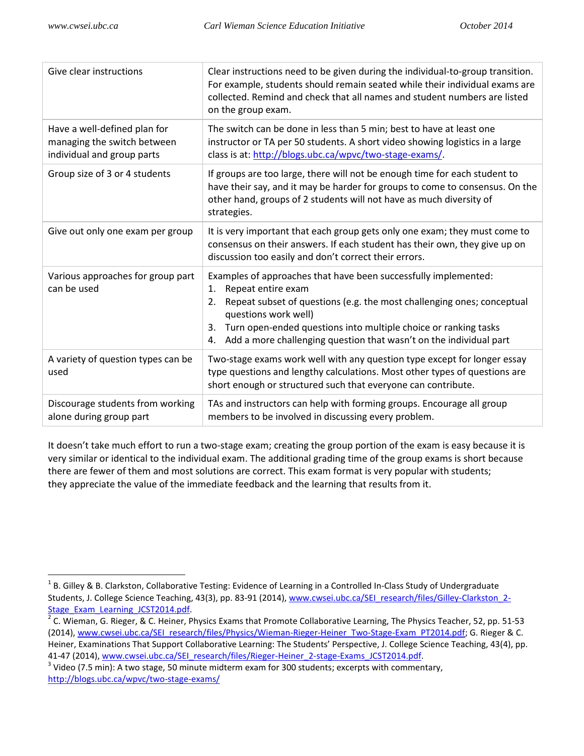| | |
|---|---|
| Give clear instructions | Clear instructions need to be given during the individual-to-group transition. For example, students should remain seated while their individual exams are collected. Remind and check that all names and student numbers are listed on the group exam. |
| Have a well-defined plan for managing the switch between individual and group parts | The switch can be done in less than 5 min; best to have at least one instructor or TA per 50 students. A short video showing logistics in a large class is at: http://blogs.ubc.ca/wpvc/two-stage-exams/. |
| Group size of 3 or 4 students | If groups are too large, there will not be enough time for each student to have their say, and it may be harder for groups to come to consensus. On the other hand, groups of 2 students will not have as much diversity of strategies. |
| Give out only one exam per group | It is very important that each group gets only one exam; they must come to consensus on their answers. If each student has their own, they give up on discussion too easily and don't correct their errors. |
| Various approaches for group part can be used | Examples of approaches that have been successfully implemented:<br>1. Repeat entire exam<br>2. Repeat subset of questions (e.g. the most challenging ones; conceptual questions work well)<br>3. Turn open-ended questions into multiple choice or ranking tasks<br>4. Add a more challenging question that wasn't on the individual part |
| A variety of question types can be used | Two-stage exams work well with any question type except for longer essay type questions and lengthy calculations. Most other types of questions are short enough or structured such that everyone can contribute. |
| Discourage students from working alone during group part | TAs and instructors can help with forming groups. Encourage all group members to be involved in discussing every problem. |

It doesn't take much effort to run a two-stage exam; creating the group portion of the exam is easy because it is very similar or identical to the individual exam. The additional grading time of the group exams is short because there are fewer of them and most solutions are correct. This exam format is very popular with students; they appreciate the value of the immediate feedback and the learning that results from it.

---

[1] B. Gilley & B. Clarkston, Collaborative Testing: Evidence of Learning in a Controlled In-Class Study of Undergraduate Students, J. College Science Teaching, 43(3), pp. 83-91 (2014), www.cwsei.ubc.ca/SEI_research/files/Gilley-Clarkston_2-Stage_Exam_Learning_JCST2014.pdf.

[2] C. Wieman, G. Rieger, & C. Heiner, Physics Exams that Promote Collaborative Learning, The Physics Teacher, 52, pp. 51-53 (2014), www.cwsei.ubc.ca/SEI_research/files/Physics/Wieman-Rieger-Heiner_Two-Stage-Exam_PT2014.pdf; G. Rieger & C. Heiner, Examinations That Support Collaborative Learning: The Students' Perspective, J. College Science Teaching, 43(4), pp. 41-47 (2014), www.cwsei.ubc.ca/SEI_research/files/Rieger-Heiner_2-stage-Exams_JCST2014.pdf.

[3] Video (7.5 min): A two stage, 50 minute midterm exam for 300 students; excerpts with commentary, http://blogs.ubc.ca/wpvc/two-stage-exams/